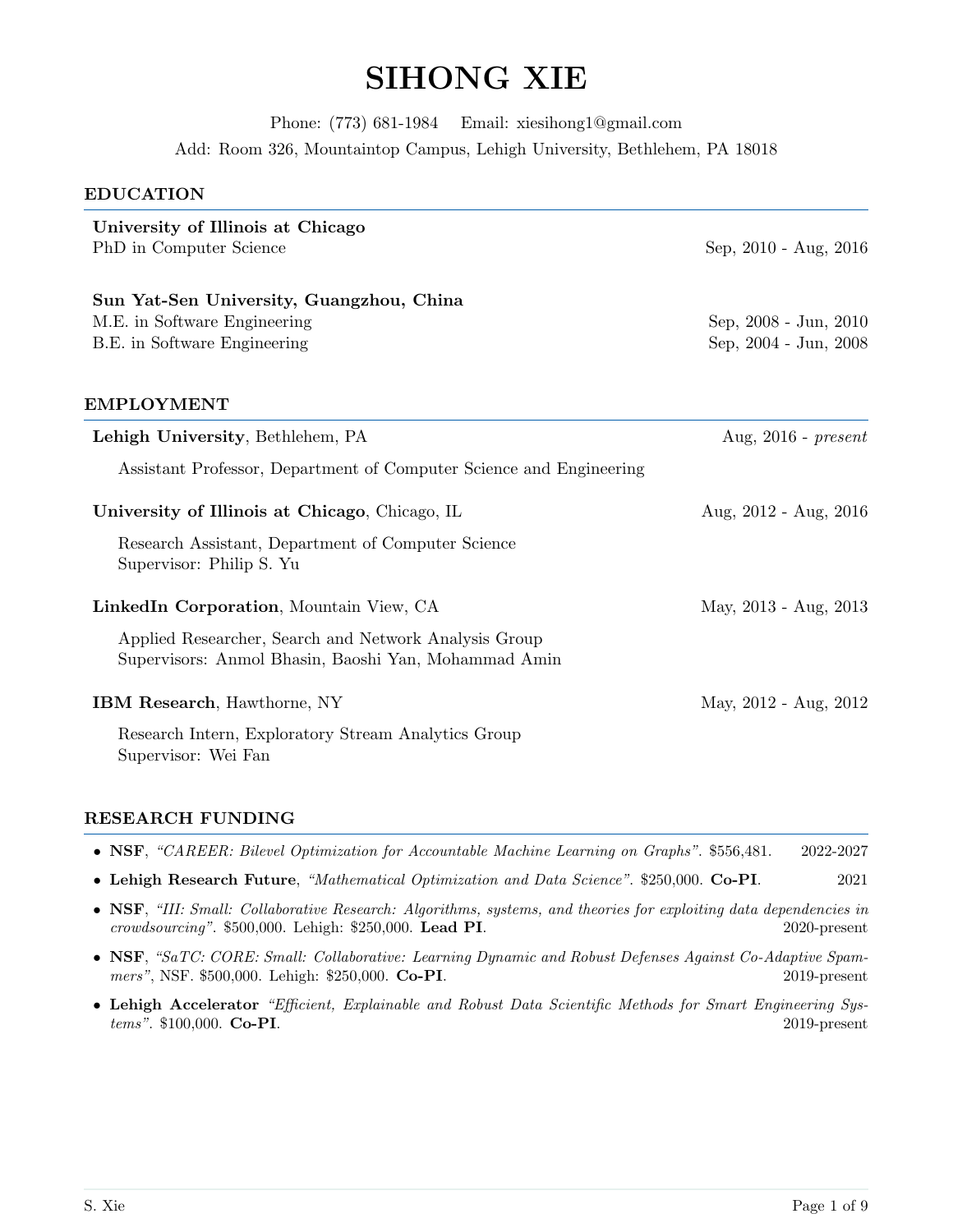# SIHONG XIE

Phone: (773) 681-1984   Email: xiesihong1@gmail.com

Add: Room 326, Mountaintop Campus, Lehigh University, Bethlehem, PA 18018

## EDUCATION

**University of Illinois at Chicago**
PhD in Computer Science — Sep, 2010 - Aug, 2016

**Sun Yat-Sen University, Guangzhou, China**
M.E. in Software Engineering — Sep, 2008 - Jun, 2010
B.E. in Software Engineering — Sep, 2004 - Jun, 2008

## EMPLOYMENT

**Lehigh University**, Bethlehem, PA — Aug, 2016 - *present*

Assistant Professor, Department of Computer Science and Engineering

**University of Illinois at Chicago**, Chicago, IL — Aug, 2012 - Aug, 2016

Research Assistant, Department of Computer Science
Supervisor: Philip S. Yu

**LinkedIn Corporation**, Mountain View, CA — May, 2013 - Aug, 2013

Applied Researcher, Search and Network Analysis Group
Supervisors: Anmol Bhasin, Baoshi Yan, Mohammad Amin

**IBM Research**, Hawthorne, NY — May, 2012 - Aug, 2012

Research Intern, Exploratory Stream Analytics Group
Supervisor: Wei Fan

## RESEARCH FUNDING

- **NSF**, *"CAREER: Bilevel Optimization for Accountable Machine Learning on Graphs"*. $556,481. 2022-2027
- **Lehigh Research Future**, *"Mathematical Optimization and Data Science"*. $250,000. **Co-PI**. 2021
- **NSF**, *"III: Small: Collaborative Research: Algorithms, systems, and theories for exploiting data dependencies in crowdsourcing"*. $500,000. Lehigh: $250,000. **Lead PI**. 2020-present
- **NSF**, *"SaTC: CORE: Small: Collaborative: Learning Dynamic and Robust Defenses Against Co-Adaptive Spammers"*, NSF. $500,000. Lehigh: $250,000. **Co-PI**. 2019-present
- **Lehigh Accelerator** *"Efficient, Explainable and Robust Data Scientific Methods for Smart Engineering Systems"*. $100,000. **Co-PI**. 2019-present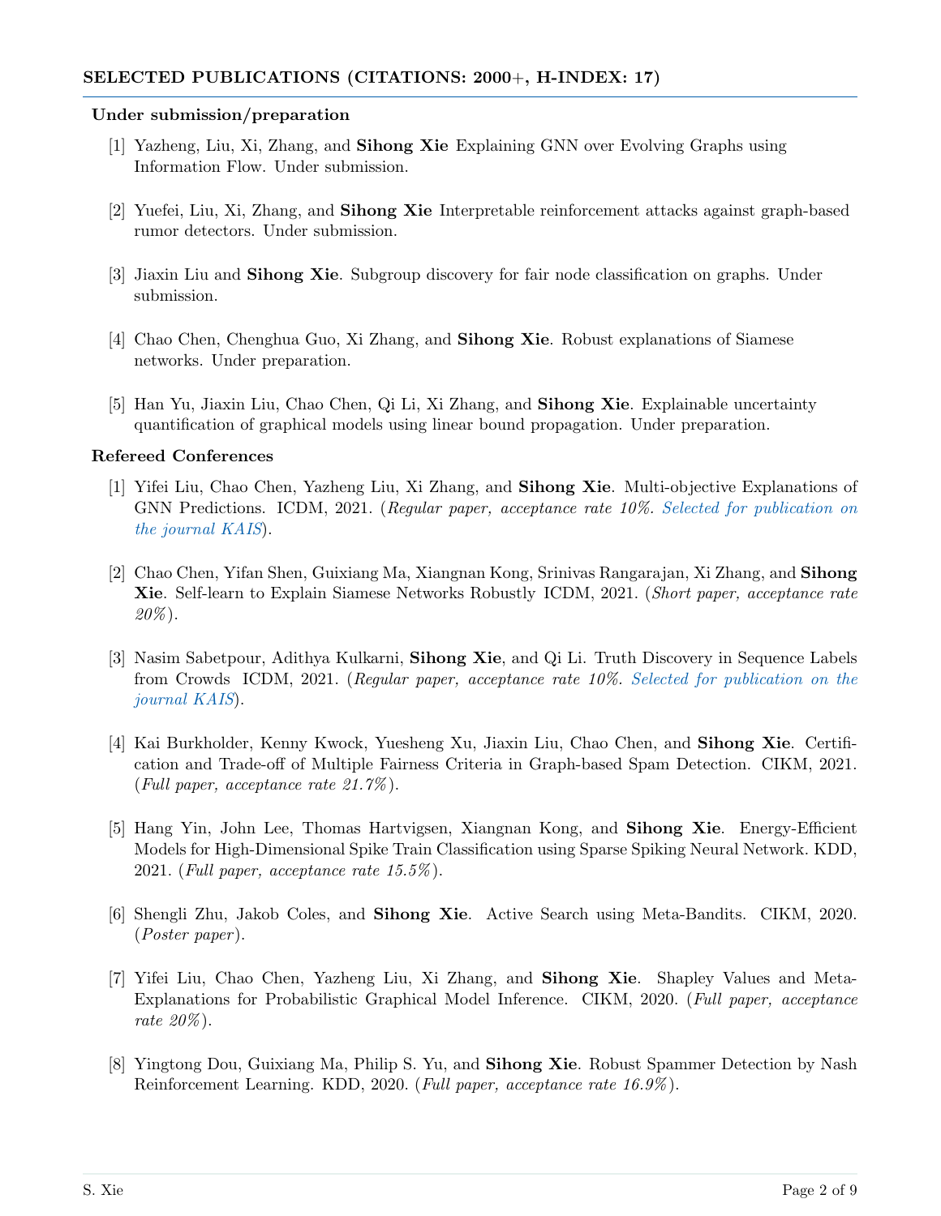## SELECTED PUBLICATIONS (CITATIONS: 2000+, H-INDEX: 17)

### Under submission/preparation

[1] Yazheng, Liu, Xi, Zhang, and **Sihong Xie** Explaining GNN over Evolving Graphs using Information Flow. Under submission.

[2] Yuefei, Liu, Xi, Zhang, and **Sihong Xie** Interpretable reinforcement attacks against graph-based rumor detectors. Under submission.

[3] Jiaxin Liu and **Sihong Xie**. Subgroup discovery for fair node classification on graphs. Under submission.

[4] Chao Chen, Chenghua Guo, Xi Zhang, and **Sihong Xie**. Robust explanations of Siamese networks. Under preparation.

[5] Han Yu, Jiaxin Liu, Chao Chen, Qi Li, Xi Zhang, and **Sihong Xie**. Explainable uncertainty quantification of graphical models using linear bound propagation. Under preparation.

### Refereed Conferences

[1] Yifei Liu, Chao Chen, Yazheng Liu, Xi Zhang, and **Sihong Xie**. Multi-objective Explanations of GNN Predictions. ICDM, 2021. (*Regular paper, acceptance rate 10%. Selected for publication on the journal KAIS*).

[2] Chao Chen, Yifan Shen, Guixiang Ma, Xiangnan Kong, Srinivas Rangarajan, Xi Zhang, and **Sihong Xie**. Self-learn to Explain Siamese Networks Robustly ICDM, 2021. (*Short paper, acceptance rate 20%*).

[3] Nasim Sabetpour, Adithya Kulkarni, **Sihong Xie**, and Qi Li. Truth Discovery in Sequence Labels from Crowds ICDM, 2021. (*Regular paper, acceptance rate 10%. Selected for publication on the journal KAIS*).

[4] Kai Burkholder, Kenny Kwock, Yuesheng Xu, Jiaxin Liu, Chao Chen, and **Sihong Xie**. Certification and Trade-off of Multiple Fairness Criteria in Graph-based Spam Detection. CIKM, 2021. (*Full paper, acceptance rate 21.7%*).

[5] Hang Yin, John Lee, Thomas Hartvigsen, Xiangnan Kong, and **Sihong Xie**. Energy-Efficient Models for High-Dimensional Spike Train Classification using Sparse Spiking Neural Network. KDD, 2021. (*Full paper, acceptance rate 15.5%*).

[6] Shengli Zhu, Jakob Coles, and **Sihong Xie**. Active Search using Meta-Bandits. CIKM, 2020. (*Poster paper*).

[7] Yifei Liu, Chao Chen, Yazheng Liu, Xi Zhang, and **Sihong Xie**. Shapley Values and Meta-Explanations for Probabilistic Graphical Model Inference. CIKM, 2020. (*Full paper, acceptance rate 20%*).

[8] Yingtong Dou, Guixiang Ma, Philip S. Yu, and **Sihong Xie**. Robust Spammer Detection by Nash Reinforcement Learning. KDD, 2020. (*Full paper, acceptance rate 16.9%*).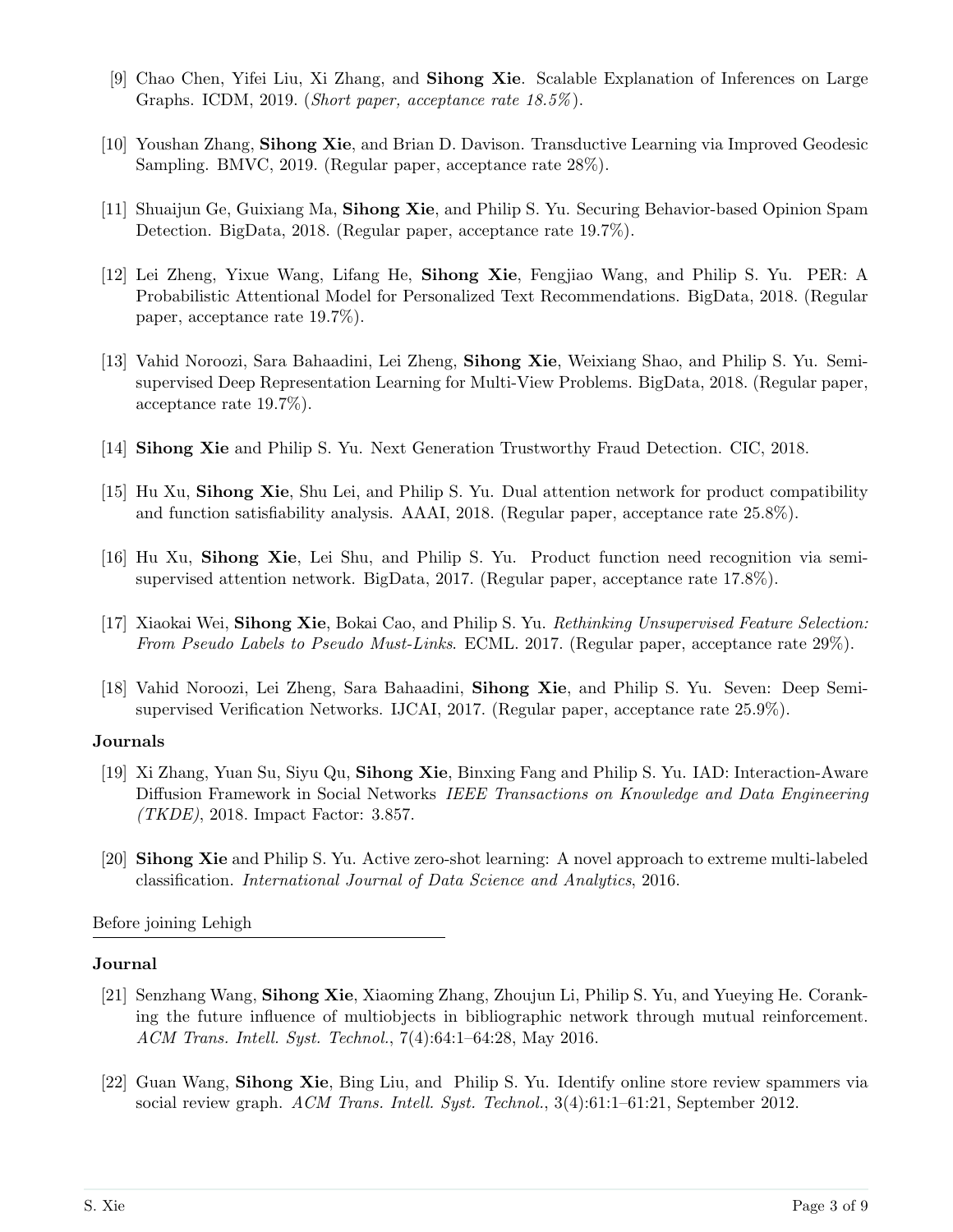[9] Chao Chen, Yifei Liu, Xi Zhang, and **Sihong Xie**. Scalable Explanation of Inferences on Large Graphs. ICDM, 2019. (*Short paper, acceptance rate 18.5%*).

[10] Youshan Zhang, **Sihong Xie**, and Brian D. Davison. Transductive Learning via Improved Geodesic Sampling. BMVC, 2019. (Regular paper, acceptance rate 28%).

[11] Shuaijun Ge, Guixiang Ma, **Sihong Xie**, and Philip S. Yu. Securing Behavior-based Opinion Spam Detection. BigData, 2018. (Regular paper, acceptance rate 19.7%).

[12] Lei Zheng, Yixue Wang, Lifang He, **Sihong Xie**, Fengjiao Wang, and Philip S. Yu. PER: A Probabilistic Attentional Model for Personalized Text Recommendations. BigData, 2018. (Regular paper, acceptance rate 19.7%).

[13] Vahid Noroozi, Sara Bahaadini, Lei Zheng, **Sihong Xie**, Weixiang Shao, and Philip S. Yu. Semi-supervised Deep Representation Learning for Multi-View Problems. BigData, 2018. (Regular paper, acceptance rate 19.7%).

[14] **Sihong Xie** and Philip S. Yu. Next Generation Trustworthy Fraud Detection. CIC, 2018.

[15] Hu Xu, **Sihong Xie**, Shu Lei, and Philip S. Yu. Dual attention network for product compatibility and function satisfiability analysis. AAAI, 2018. (Regular paper, acceptance rate 25.8%).

[16] Hu Xu, **Sihong Xie**, Lei Shu, and Philip S. Yu. Product function need recognition via semi-supervised attention network. BigData, 2017. (Regular paper, acceptance rate 17.8%).

[17] Xiaokai Wei, **Sihong Xie**, Bokai Cao, and Philip S. Yu. *Rethinking Unsupervised Feature Selection: From Pseudo Labels to Pseudo Must-Links*. ECML. 2017. (Regular paper, acceptance rate 29%).

[18] Vahid Noroozi, Lei Zheng, Sara Bahaadini, **Sihong Xie**, and Philip S. Yu. Seven: Deep Semi-supervised Verification Networks. IJCAI, 2017. (Regular paper, acceptance rate 25.9%).

**Journals**

[19] Xi Zhang, Yuan Su, Siyu Qu, **Sihong Xie**, Binxing Fang and Philip S. Yu. IAD: Interaction-Aware Diffusion Framework in Social Networks *IEEE Transactions on Knowledge and Data Engineering (TKDE)*, 2018. Impact Factor: 3.857.

[20] **Sihong Xie** and Philip S. Yu. Active zero-shot learning: A novel approach to extreme multi-labeled classification. *International Journal of Data Science and Analytics*, 2016.

Before joining Lehigh

**Journal**

[21] Senzhang Wang, **Sihong Xie**, Xiaoming Zhang, Zhoujun Li, Philip S. Yu, and Yueying He. Coranking the future influence of multiobjects in bibliographic network through mutual reinforcement. *ACM Trans. Intell. Syst. Technol.*, 7(4):64:1–64:28, May 2016.

[22] Guan Wang, **Sihong Xie**, Bing Liu, and Philip S. Yu. Identify online store review spammers via social review graph. *ACM Trans. Intell. Syst. Technol.*, 3(4):61:1–61:21, September 2012.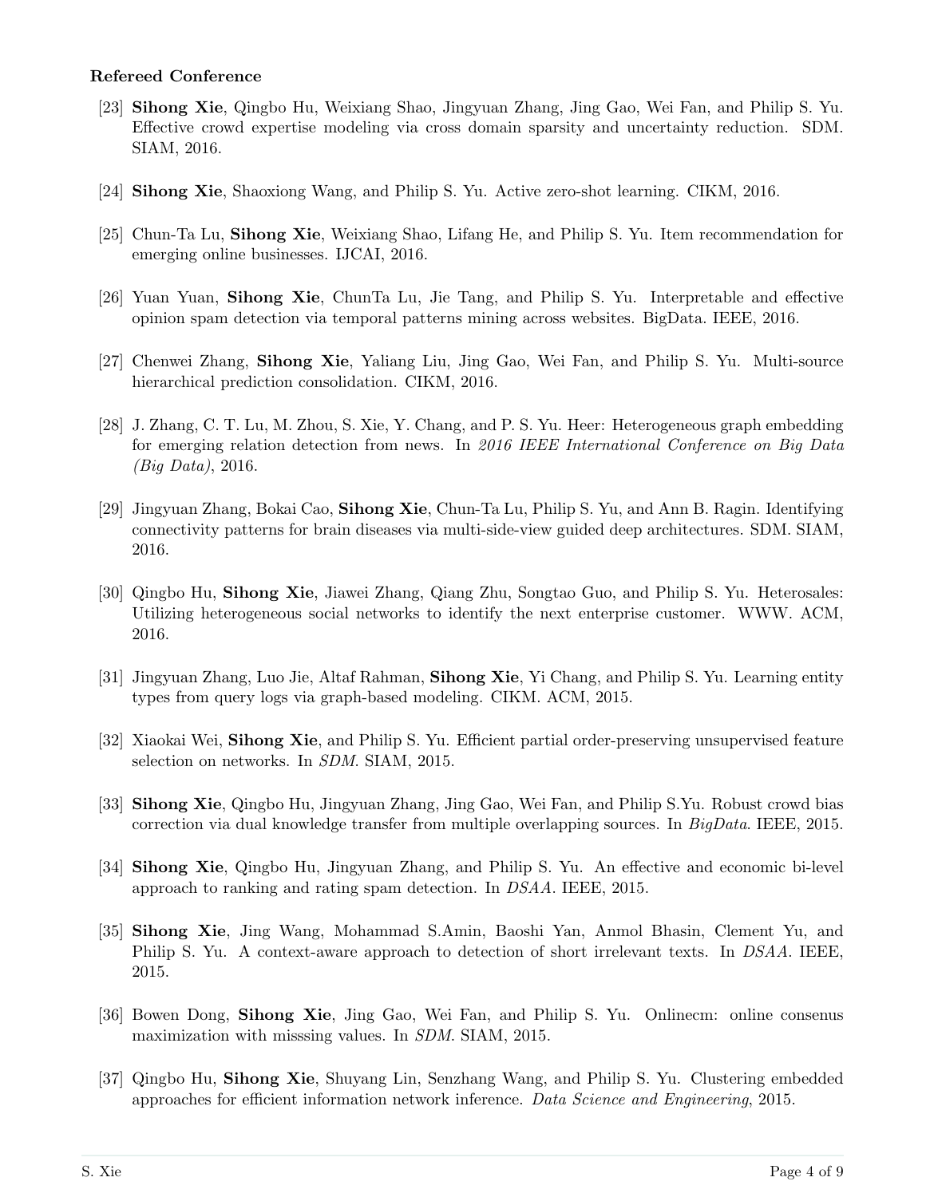**Refereed Conference**

[23] **Sihong Xie**, Qingbo Hu, Weixiang Shao, Jingyuan Zhang, Jing Gao, Wei Fan, and Philip S. Yu. Effective crowd expertise modeling via cross domain sparsity and uncertainty reduction. SDM. SIAM, 2016.

[24] **Sihong Xie**, Shaoxiong Wang, and Philip S. Yu. Active zero-shot learning. CIKM, 2016.

[25] Chun-Ta Lu, **Sihong Xie**, Weixiang Shao, Lifang He, and Philip S. Yu. Item recommendation for emerging online businesses. IJCAI, 2016.

[26] Yuan Yuan, **Sihong Xie**, ChunTa Lu, Jie Tang, and Philip S. Yu. Interpretable and effective opinion spam detection via temporal patterns mining across websites. BigData. IEEE, 2016.

[27] Chenwei Zhang, **Sihong Xie**, Yaliang Liu, Jing Gao, Wei Fan, and Philip S. Yu. Multi-source hierarchical prediction consolidation. CIKM, 2016.

[28] J. Zhang, C. T. Lu, M. Zhou, S. Xie, Y. Chang, and P. S. Yu. Heer: Heterogeneous graph embedding for emerging relation detection from news. In *2016 IEEE International Conference on Big Data (Big Data)*, 2016.

[29] Jingyuan Zhang, Bokai Cao, **Sihong Xie**, Chun-Ta Lu, Philip S. Yu, and Ann B. Ragin. Identifying connectivity patterns for brain diseases via multi-side-view guided deep architectures. SDM. SIAM, 2016.

[30] Qingbo Hu, **Sihong Xie**, Jiawei Zhang, Qiang Zhu, Songtao Guo, and Philip S. Yu. Heterosales: Utilizing heterogeneous social networks to identify the next enterprise customer. WWW. ACM, 2016.

[31] Jingyuan Zhang, Luo Jie, Altaf Rahman, **Sihong Xie**, Yi Chang, and Philip S. Yu. Learning entity types from query logs via graph-based modeling. CIKM. ACM, 2015.

[32] Xiaokai Wei, **Sihong Xie**, and Philip S. Yu. Efficient partial order-preserving unsupervised feature selection on networks. In *SDM*. SIAM, 2015.

[33] **Sihong Xie**, Qingbo Hu, Jingyuan Zhang, Jing Gao, Wei Fan, and Philip S.Yu. Robust crowd bias correction via dual knowledge transfer from multiple overlapping sources. In *BigData*. IEEE, 2015.

[34] **Sihong Xie**, Qingbo Hu, Jingyuan Zhang, and Philip S. Yu. An effective and economic bi-level approach to ranking and rating spam detection. In *DSAA*. IEEE, 2015.

[35] **Sihong Xie**, Jing Wang, Mohammad S.Amin, Baoshi Yan, Anmol Bhasin, Clement Yu, and Philip S. Yu. A context-aware approach to detection of short irrelevant texts. In *DSAA*. IEEE, 2015.

[36] Bowen Dong, **Sihong Xie**, Jing Gao, Wei Fan, and Philip S. Yu. Onlinecm: online consenus maximization with misssing values. In *SDM*. SIAM, 2015.

[37] Qingbo Hu, **Sihong Xie**, Shuyang Lin, Senzhang Wang, and Philip S. Yu. Clustering embedded approaches for efficient information network inference. *Data Science and Engineering*, 2015.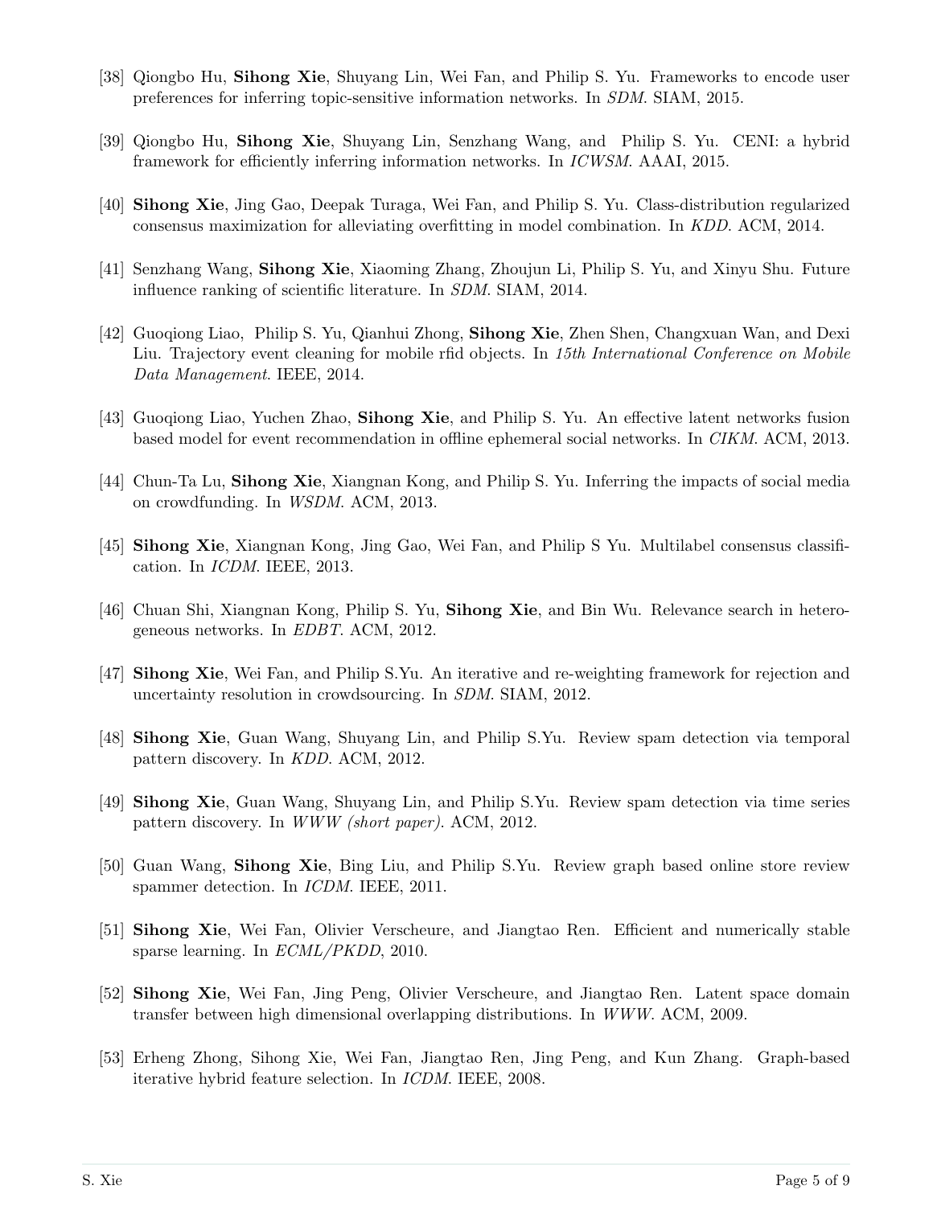[38] Qiongbo Hu, **Sihong Xie**, Shuyang Lin, Wei Fan, and Philip S. Yu. Frameworks to encode user preferences for inferring topic-sensitive information networks. In *SDM*. SIAM, 2015.

[39] Qiongbo Hu, **Sihong Xie**, Shuyang Lin, Senzhang Wang, and Philip S. Yu. CENI: a hybrid framework for efficiently inferring information networks. In *ICWSM*. AAAI, 2015.

[40] **Sihong Xie**, Jing Gao, Deepak Turaga, Wei Fan, and Philip S. Yu. Class-distribution regularized consensus maximization for alleviating overfitting in model combination. In *KDD*. ACM, 2014.

[41] Senzhang Wang, **Sihong Xie**, Xiaoming Zhang, Zhoujun Li, Philip S. Yu, and Xinyu Shu. Future influence ranking of scientific literature. In *SDM*. SIAM, 2014.

[42] Guoqiong Liao, Philip S. Yu, Qianhui Zhong, **Sihong Xie**, Zhen Shen, Changxuan Wan, and Dexi Liu. Trajectory event cleaning for mobile rfid objects. In *15th International Conference on Mobile Data Management*. IEEE, 2014.

[43] Guoqiong Liao, Yuchen Zhao, **Sihong Xie**, and Philip S. Yu. An effective latent networks fusion based model for event recommendation in offline ephemeral social networks. In *CIKM*. ACM, 2013.

[44] Chun-Ta Lu, **Sihong Xie**, Xiangnan Kong, and Philip S. Yu. Inferring the impacts of social media on crowdfunding. In *WSDM*. ACM, 2013.

[45] **Sihong Xie**, Xiangnan Kong, Jing Gao, Wei Fan, and Philip S Yu. Multilabel consensus classification. In *ICDM*. IEEE, 2013.

[46] Chuan Shi, Xiangnan Kong, Philip S. Yu, **Sihong Xie**, and Bin Wu. Relevance search in heterogeneous networks. In *EDBT*. ACM, 2012.

[47] **Sihong Xie**, Wei Fan, and Philip S.Yu. An iterative and re-weighting framework for rejection and uncertainty resolution in crowdsourcing. In *SDM*. SIAM, 2012.

[48] **Sihong Xie**, Guan Wang, Shuyang Lin, and Philip S.Yu. Review spam detection via temporal pattern discovery. In *KDD*. ACM, 2012.

[49] **Sihong Xie**, Guan Wang, Shuyang Lin, and Philip S.Yu. Review spam detection via time series pattern discovery. In *WWW (short paper)*. ACM, 2012.

[50] Guan Wang, **Sihong Xie**, Bing Liu, and Philip S.Yu. Review graph based online store review spammer detection. In *ICDM*. IEEE, 2011.

[51] **Sihong Xie**, Wei Fan, Olivier Verscheure, and Jiangtao Ren. Efficient and numerically stable sparse learning. In *ECML/PKDD*, 2010.

[52] **Sihong Xie**, Wei Fan, Jing Peng, Olivier Verscheure, and Jiangtao Ren. Latent space domain transfer between high dimensional overlapping distributions. In *WWW*. ACM, 2009.

[53] Erheng Zhong, Sihong Xie, Wei Fan, Jiangtao Ren, Jing Peng, and Kun Zhang. Graph-based iterative hybrid feature selection. In *ICDM*. IEEE, 2008.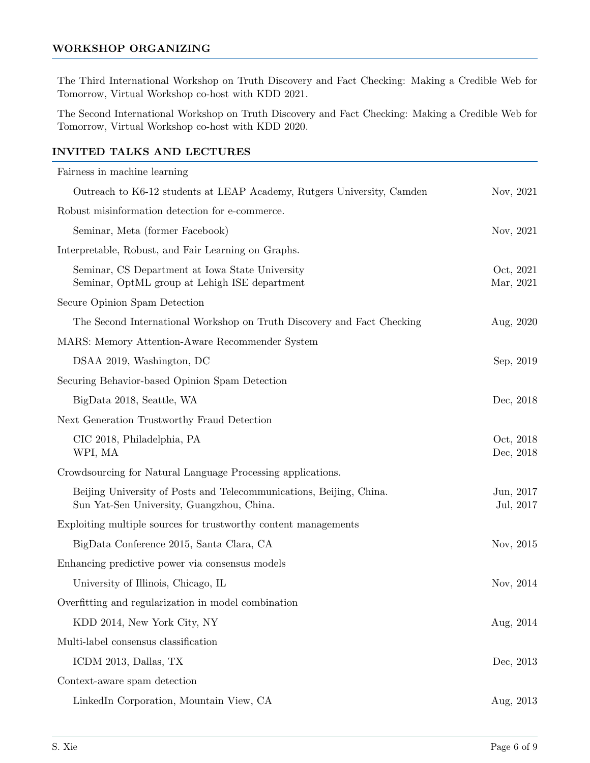## WORKSHOP ORGANIZING

The Third International Workshop on Truth Discovery and Fact Checking: Making a Credible Web for Tomorrow, Virtual Workshop co-host with KDD 2021.

The Second International Workshop on Truth Discovery and Fact Checking: Making a Credible Web for Tomorrow, Virtual Workshop co-host with KDD 2020.

## INVITED TALKS AND LECTURES

Fairness in machine learning

- Outreach to K6-12 students at LEAP Academy, Rutgers University, Camden — Nov, 2021

Robust misinformation detection for e-commerce.

- Seminar, Meta (former Facebook) — Nov, 2021

Interpretable, Robust, and Fair Learning on Graphs.

- Seminar, CS Department at Iowa State University — Oct, 2021
- Seminar, OptML group at Lehigh ISE department — Mar, 2021

Secure Opinion Spam Detection

- The Second International Workshop on Truth Discovery and Fact Checking — Aug, 2020

MARS: Memory Attention-Aware Recommender System

- DSAA 2019, Washington, DC — Sep, 2019

Securing Behavior-based Opinion Spam Detection

- BigData 2018, Seattle, WA — Dec, 2018

Next Generation Trustworthy Fraud Detection

- CIC 2018, Philadelphia, PA — Oct, 2018
- WPI, MA — Dec, 2018

Crowdsourcing for Natural Language Processing applications.

- Beijing University of Posts and Telecommunications, Beijing, China. — Jun, 2017
- Sun Yat-Sen University, Guangzhou, China. — Jul, 2017

Exploiting multiple sources for trustworthy content managements

- BigData Conference 2015, Santa Clara, CA — Nov, 2015

Enhancing predictive power via consensus models

- University of Illinois, Chicago, IL — Nov, 2014

Overfitting and regularization in model combination

- KDD 2014, New York City, NY — Aug, 2014

Multi-label consensus classification

- ICDM 2013, Dallas, TX — Dec, 2013

Context-aware spam detection

- LinkedIn Corporation, Mountain View, CA — Aug, 2013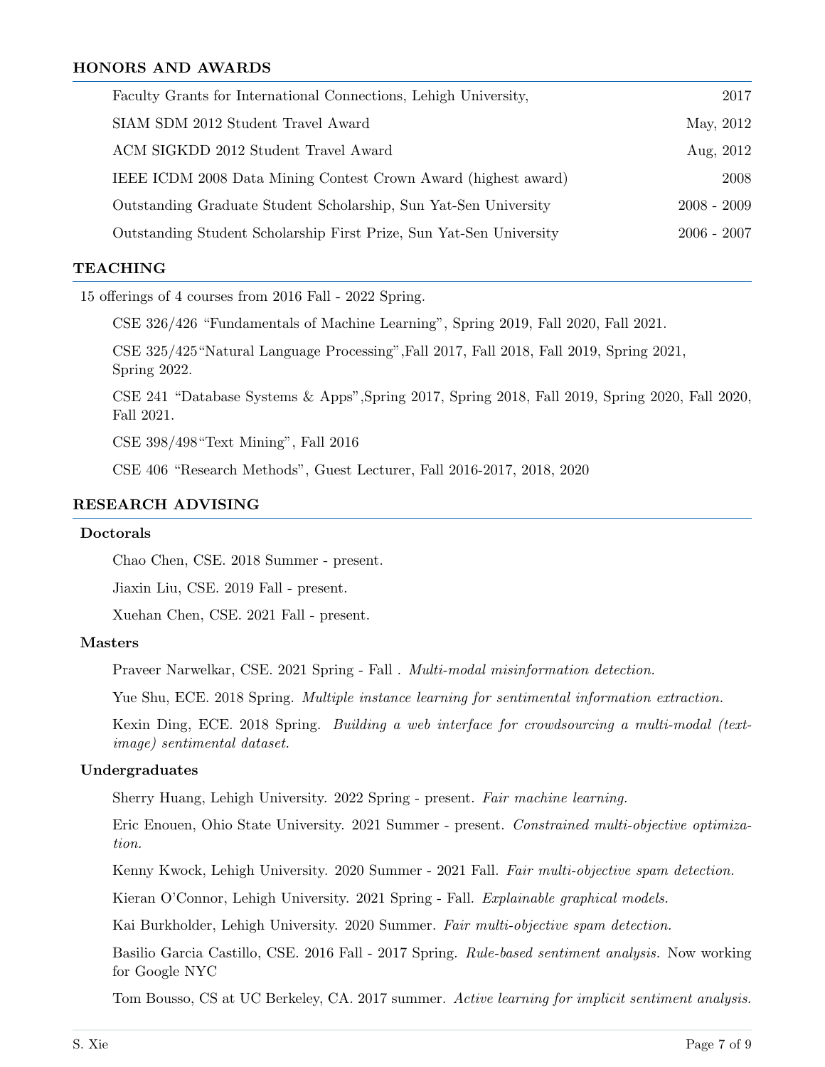## HONORS AND AWARDS

| | |
|---|---|
| Faculty Grants for International Connections, Lehigh University, | 2017 |
| SIAM SDM 2012 Student Travel Award | May, 2012 |
| ACM SIGKDD 2012 Student Travel Award | Aug, 2012 |
| IEEE ICDM 2008 Data Mining Contest Crown Award (highest award) | 2008 |
| Outstanding Graduate Student Scholarship, Sun Yat-Sen University | 2008 - 2009 |
| Outstanding Student Scholarship First Prize, Sun Yat-Sen University | 2006 - 2007 |

## TEACHING

15 offerings of 4 courses from 2016 Fall - 2022 Spring.

CSE 326/426 "Fundamentals of Machine Learning", Spring 2019, Fall 2020, Fall 2021.

CSE 325/425"Natural Language Processing",Fall 2017, Fall 2018, Fall 2019, Spring 2021, Spring 2022.

CSE 241 "Database Systems & Apps",Spring 2017, Spring 2018, Fall 2019, Spring 2020, Fall 2020, Fall 2021.

CSE 398/498"Text Mining", Fall 2016

CSE 406 "Research Methods", Guest Lecturer, Fall 2016-2017, 2018, 2020

## RESEARCH ADVISING

### Doctorals

Chao Chen, CSE. 2018 Summer - present.

Jiaxin Liu, CSE. 2019 Fall - present.

Xuehan Chen, CSE. 2021 Fall - present.

### Masters

Praveer Narwelkar, CSE. 2021 Spring - Fall . *Multi-modal misinformation detection.*

Yue Shu, ECE. 2018 Spring. *Multiple instance learning for sentimental information extraction.*

Kexin Ding, ECE. 2018 Spring. *Building a web interface for crowdsourcing a multi-modal (text-image) sentimental dataset.*

### Undergraduates

Sherry Huang, Lehigh University. 2022 Spring - present. *Fair machine learning.*

Eric Enouen, Ohio State University. 2021 Summer - present. *Constrained multi-objective optimization.*

Kenny Kwock, Lehigh University. 2020 Summer - 2021 Fall. *Fair multi-objective spam detection.*

Kieran O'Connor, Lehigh University. 2021 Spring - Fall. *Explainable graphical models.*

Kai Burkholder, Lehigh University. 2020 Summer. *Fair multi-objective spam detection.*

Basilio Garcia Castillo, CSE. 2016 Fall - 2017 Spring. *Rule-based sentiment analysis.* Now working for Google NYC

Tom Bousso, CS at UC Berkeley, CA. 2017 summer. *Active learning for implicit sentiment analysis.*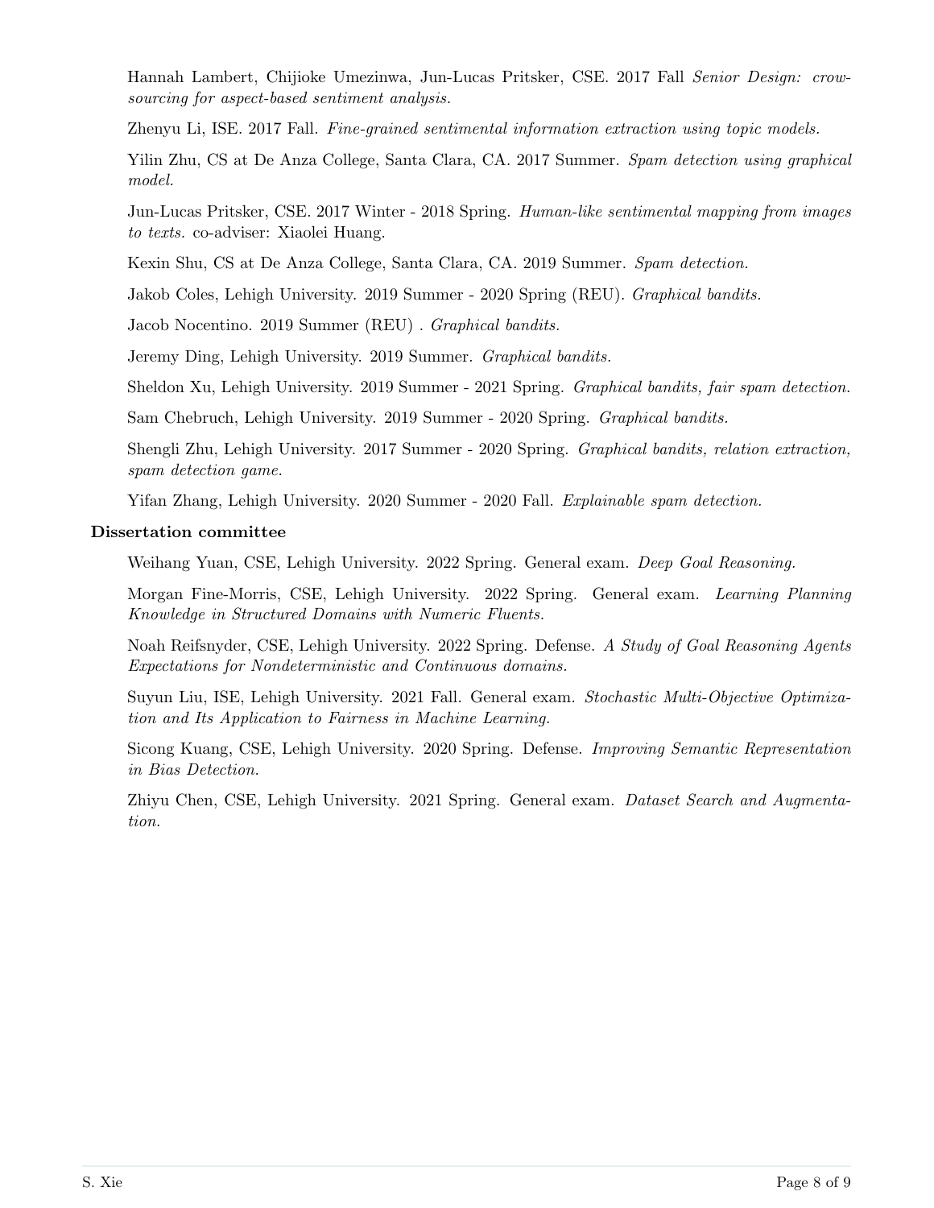Hannah Lambert, Chijioke Umezinwa, Jun-Lucas Pritsker, CSE. 2017 Fall *Senior Design: crowsourcing for aspect-based sentiment analysis.*

Zhenyu Li, ISE. 2017 Fall. *Fine-grained sentimental information extraction using topic models.*

Yilin Zhu, CS at De Anza College, Santa Clara, CA. 2017 Summer. *Spam detection using graphical model.*

Jun-Lucas Pritsker, CSE. 2017 Winter - 2018 Spring. *Human-like sentimental mapping from images to texts.* co-adviser: Xiaolei Huang.

Kexin Shu, CS at De Anza College, Santa Clara, CA. 2019 Summer. *Spam detection.*

Jakob Coles, Lehigh University. 2019 Summer - 2020 Spring (REU). *Graphical bandits.*

Jacob Nocentino. 2019 Summer (REU) . *Graphical bandits.*

Jeremy Ding, Lehigh University. 2019 Summer. *Graphical bandits.*

Sheldon Xu, Lehigh University. 2019 Summer - 2021 Spring. *Graphical bandits, fair spam detection.*

Sam Chebruch, Lehigh University. 2019 Summer - 2020 Spring. *Graphical bandits.*

Shengli Zhu, Lehigh University. 2017 Summer - 2020 Spring. *Graphical bandits, relation extraction, spam detection game.*

Yifan Zhang, Lehigh University. 2020 Summer - 2020 Fall. *Explainable spam detection.*

**Dissertation committee**

Weihang Yuan, CSE, Lehigh University. 2022 Spring. General exam. *Deep Goal Reasoning.*

Morgan Fine-Morris, CSE, Lehigh University. 2022 Spring. General exam. *Learning Planning Knowledge in Structured Domains with Numeric Fluents.*

Noah Reifsnyder, CSE, Lehigh University. 2022 Spring. Defense. *A Study of Goal Reasoning Agents Expectations for Nondeterministic and Continuous domains.*

Suyun Liu, ISE, Lehigh University. 2021 Fall. General exam. *Stochastic Multi-Objective Optimization and Its Application to Fairness in Machine Learning.*

Sicong Kuang, CSE, Lehigh University. 2020 Spring. Defense. *Improving Semantic Representation in Bias Detection.*

Zhiyu Chen, CSE, Lehigh University. 2021 Spring. General exam. *Dataset Search and Augmentation.*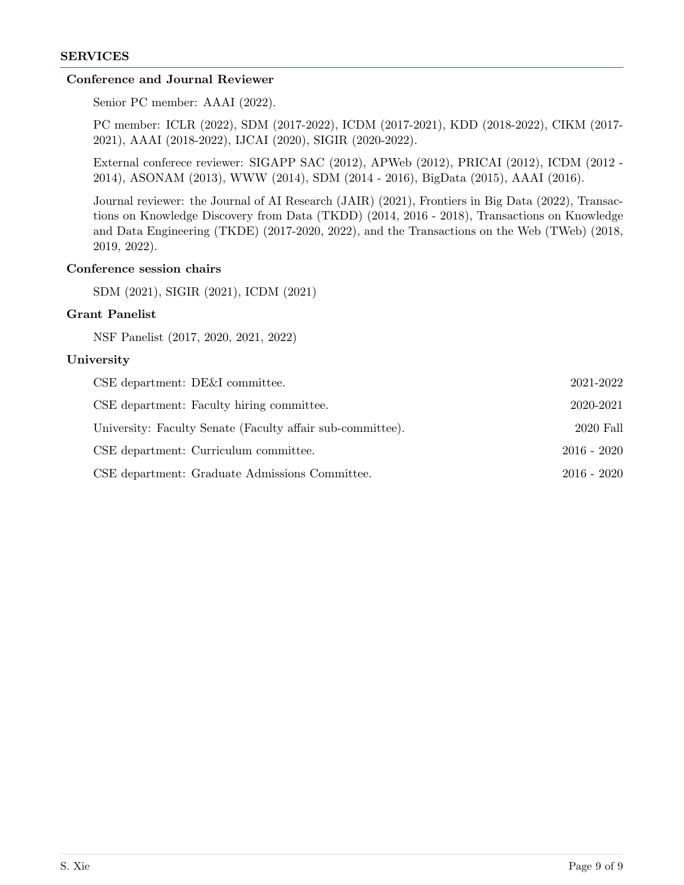## SERVICES

### Conference and Journal Reviewer

Senior PC member: AAAI (2022).

PC member: ICLR (2022), SDM (2017-2022), ICDM (2017-2021), KDD (2018-2022), CIKM (2017-2021), AAAI (2018-2022), IJCAI (2020), SIGIR (2020-2022).

External confernece reviewer: SIGAPP SAC (2012), APWeb (2012), PRICAI (2012), ICDM (2012 - 2014), ASONAM (2013), WWW (2014), SDM (2014 - 2016), BigData (2015), AAAI (2016).

Journal reviewer: the Journal of AI Research (JAIR) (2021), Frontiers in Big Data (2022), Transactions on Knowledge Discovery from Data (TKDD) (2014, 2016 - 2018), Transactions on Knowledge and Data Engineering (TKDE) (2017-2020, 2022), and the Transactions on the Web (TWeb) (2018, 2019, 2022).

### Conference session chairs

SDM (2021), SIGIR (2021), ICDM (2021)

### Grant Panelist

NSF Panelist (2017, 2020, 2021, 2022)

### University

| | |
|---|---|
| CSE department: DE&I committee. | 2021-2022 |
| CSE department: Faculty hiring committee. | 2020-2021 |
| University: Faculty Senate (Faculty affair sub-committee). | 2020 Fall |
| CSE department: Curriculum committee. | 2016 - 2020 |
| CSE department: Graduate Admissions Committee. | 2016 - 2020 |